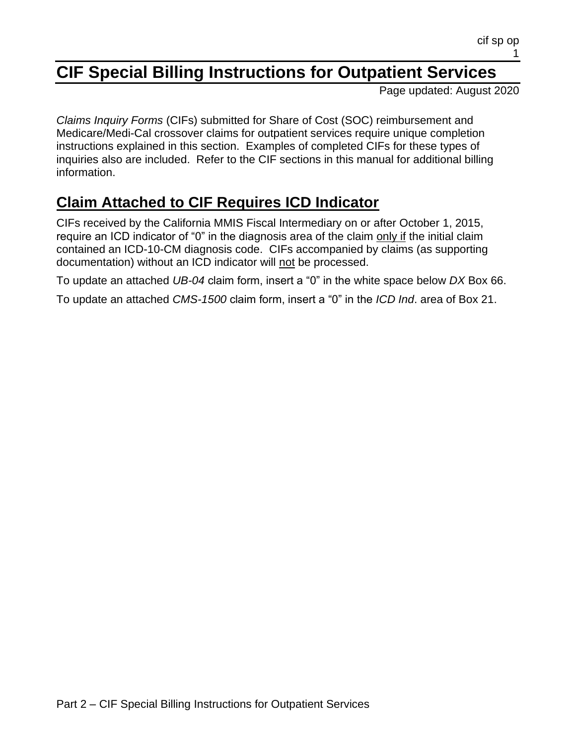# CIF Special Billing Instructions for Outpatient Services

Page updated: August 2020

*Claims Inquiry Forms* (CIFs) submitted for Share of Cost (SOC) reimbursement and Medicare/Medi-Cal crossover claims for outpatient services require unique completion instructions explained in this section. Examples of completed CIFs for these types of inquiries also are included. Refer to the CIF sections in this manual for additional billing information.

## Claim Attached to CIF Requires ICD Indicator

CIFs received by the California MMIS Fiscal Intermediary on or after October 1, 2015, require an ICD indicator of "0" in the diagnosis area of the claim only if the initial claim contained an ICD-10-CM diagnosis code. CIFs accompanied by claims (as supporting documentation) without an ICD indicator will not be processed.

To update an attached *UB-04* claim form, insert a "0" in the white space below *DX* Box 66.

To update an attached *CMS-1500* claim form, insert a "0" in the *ICD Ind*. area of Box 21.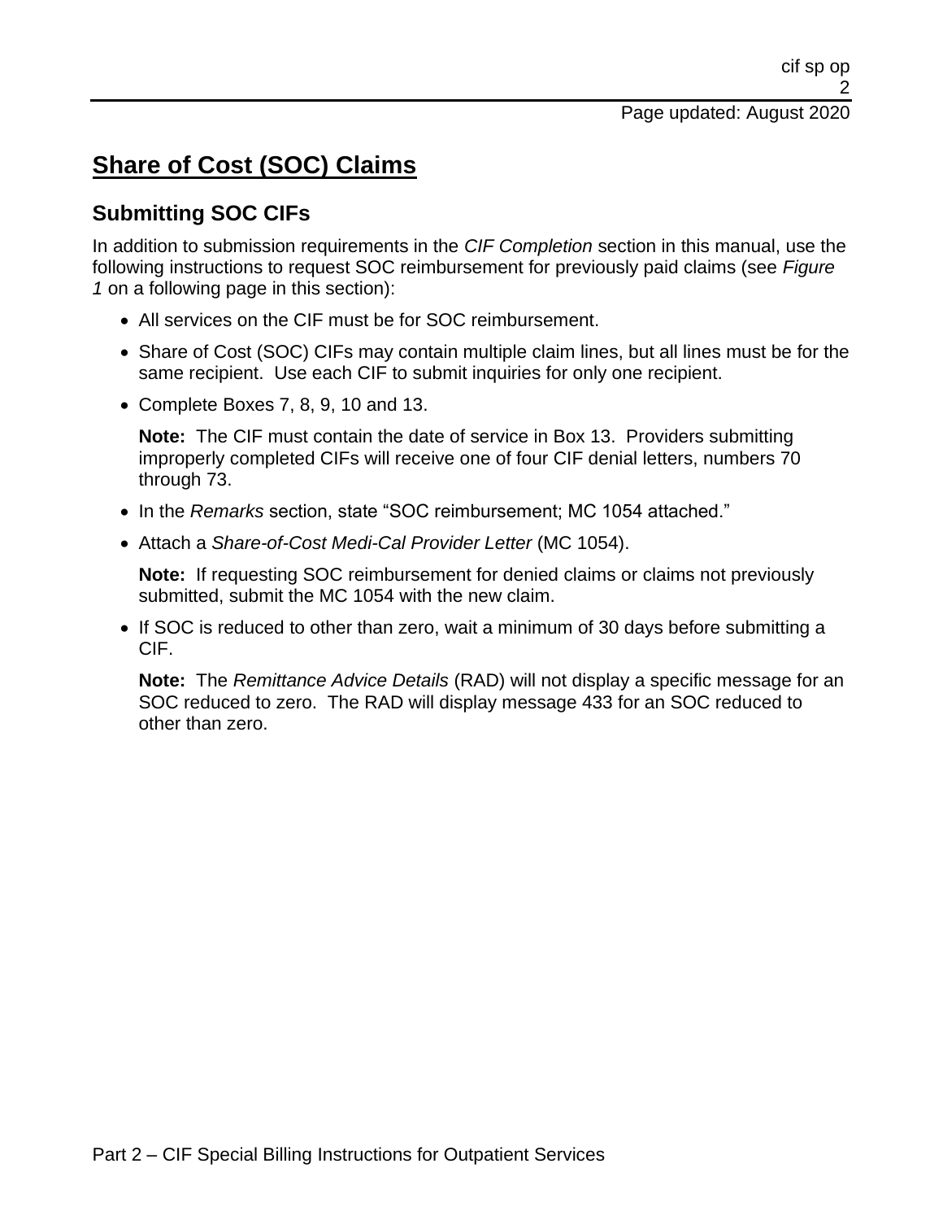# Share of Cost (SOC) Claims

## Submitting SOC CIFs

In addition to submission requirements in the *CIF Completion* section in this manual, use the following instructions to request SOC reimbursement for previously paid claims (see *Figure 1* on a following page in this section):

- All services on the CIF must be for SOC reimbursement.
- Share of Cost (SOC) CIFs may contain multiple claim lines, but all lines must be for the same recipient. Use each CIF to submit inquiries for only one recipient.
- Complete Boxes 7, 8, 9, 10 and 13.

  **Note:** The CIF must contain the date of service in Box 13. Providers submitting improperly completed CIFs will receive one of four CIF denial letters, numbers 70 through 73.

- In the *Remarks* section, state "SOC reimbursement; MC 1054 attached."
- Attach a *Share-of-Cost Medi-Cal Provider Letter* (MC 1054).

  **Note:** If requesting SOC reimbursement for denied claims or claims not previously submitted, submit the MC 1054 with the new claim.

- If SOC is reduced to other than zero, wait a minimum of 30 days before submitting a CIF.

  **Note:** The *Remittance Advice Details* (RAD) will not display a specific message for an SOC reduced to zero. The RAD will display message 433 for an SOC reduced to other than zero.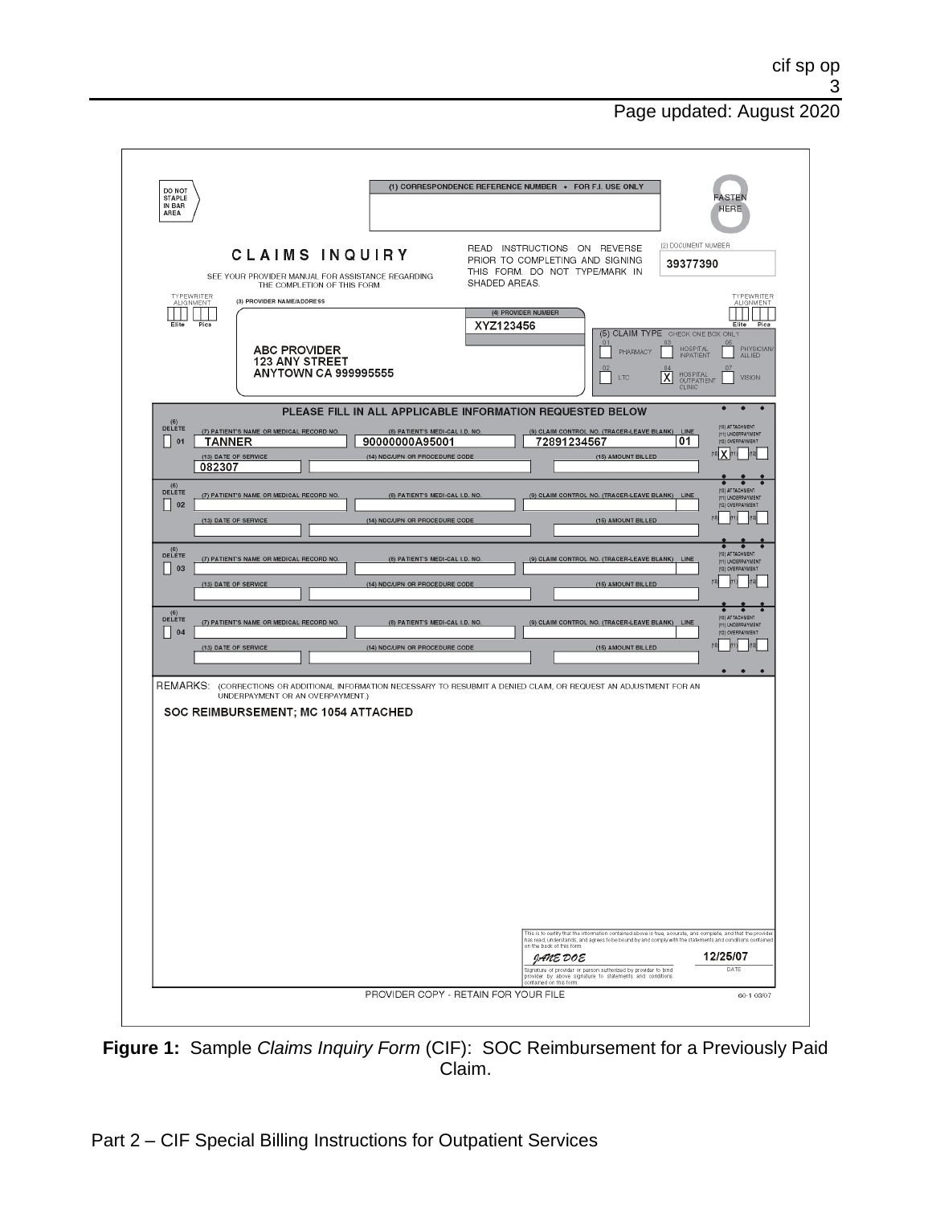DO NOT STAPLE IN BAR AREA

(1) CORRESPONDENCE REFERENCE NUMBER • FOR F.I. USE ONLY

FASTEN HERE

# CLAIMS INQUIRY

SEE YOUR PROVIDER MANUAL FOR ASSISTANCE REGARDING THE COMPLETION OF THIS FORM.

READ INSTRUCTIONS ON REVERSE PRIOR TO COMPLETING AND SIGNING THIS FORM. DO NOT TYPE/MARK IN SHADED AREAS.

(2) DOCUMENT NUMBER: 39377390

TYPEWRITER ALIGNMENT: Elite Pica

(3) PROVIDER NAME/ADDRESS

ABC PROVIDER
123 ANY STREET
ANYTOWN CA 999995555

(4) PROVIDER NUMBER: XYZ123456

(5) CLAIM TYPE CHECK ONE BOX ONLY

- 01 PHARMACY
- 02 LTC
- 03 HOSPITAL INPATIENT
- 04 [X] HOSPITAL OUTPATIENT CLINIC
- 05 PHYSICIAN/ALLIED
- 07 VISION

PLEASE FILL IN ALL APPLICABLE INFORMATION REQUESTED BELOW

| (6) DELETE | (7) PATIENT'S NAME OR MEDICAL RECORD NO. | (8) PATIENT'S MEDI-CAL I.D. NO. | (9) CLAIM CONTROL NO. (TRACER-LEAVE BLANK) | LINE | (10) ATTACHMENT | (11) UNDERPAYMENT | (12) OVERPAYMENT |
|---|---|---|---|---|---|---|---|
| 01 | TANNER | 90000000A95001 | 72891234567 | 01 | X | | |
| | (13) DATE OF SERVICE: 082307 | (14) NDC/UPN OR PROCEDURE CODE: | (15) AMOUNT BILLED: | | | | |
| 02 | | | | | | | |
| | (13) DATE OF SERVICE: | (14) NDC/UPN OR PROCEDURE CODE: | (15) AMOUNT BILLED: | | | | |
| 03 | | | | | | | |
| | (13) DATE OF SERVICE: | (14) NDC/UPN OR PROCEDURE CODE: | (15) AMOUNT BILLED: | | | | |
| 04 | | | | | | | |
| | (13) DATE OF SERVICE: | (14) NDC/UPN OR PROCEDURE CODE: | (15) AMOUNT BILLED: | | | | |

REMARKS: (CORRECTIONS OR ADDITIONAL INFORMATION NECESSARY TO RESUBMIT A DENIED CLAIM, OR REQUEST AN ADJUSTMENT FOR AN UNDERPAYMENT OR AN OVERPAYMENT.)

SOC REIMBURSEMENT; MC 1054 ATTACHED

This is to certify that the information contained above is true, accurate, and complete, and that the provider has read, understands, and agrees to be bound by and comply with the statements and conditions contained on the back of this form.

*JANE DOE* — Signature of provider or person authorized by provider to bind provider by above signature to statements and conditions contained on this form.

DATE: 12/25/07

PROVIDER COPY - RETAIN FOR YOUR FILE

60-1 03/07

**Figure 1:** Sample *Claims Inquiry Form* (CIF): SOC Reimbursement for a Previously Paid Claim.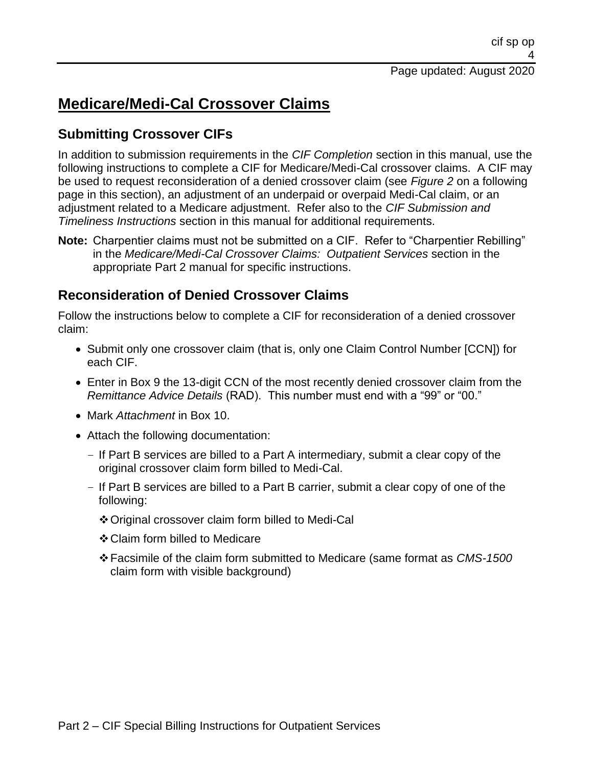# Medicare/Medi-Cal Crossover Claims

## Submitting Crossover CIFs

In addition to submission requirements in the *CIF Completion* section in this manual, use the following instructions to complete a CIF for Medicare/Medi-Cal crossover claims. A CIF may be used to request reconsideration of a denied crossover claim (see *Figure 2* on a following page in this section), an adjustment of an underpaid or overpaid Medi-Cal claim, or an adjustment related to a Medicare adjustment. Refer also to the *CIF Submission and Timeliness Instructions* section in this manual for additional requirements.

**Note:** Charpentier claims must not be submitted on a CIF. Refer to "Charpentier Rebilling" in the *Medicare/Medi-Cal Crossover Claims: Outpatient Services* section in the appropriate Part 2 manual for specific instructions.

## Reconsideration of Denied Crossover Claims

Follow the instructions below to complete a CIF for reconsideration of a denied crossover claim:

- Submit only one crossover claim (that is, only one Claim Control Number [CCN]) for each CIF.
- Enter in Box 9 the 13-digit CCN of the most recently denied crossover claim from the *Remittance Advice Details* (RAD). This number must end with a "99" or "00."
- Mark *Attachment* in Box 10.
- Attach the following documentation:
  - If Part B services are billed to a Part A intermediary, submit a clear copy of the original crossover claim form billed to Medi-Cal.
  - If Part B services are billed to a Part B carrier, submit a clear copy of one of the following:
    - Original crossover claim form billed to Medi-Cal
    - Claim form billed to Medicare
    - Facsimile of the claim form submitted to Medicare (same format as *CMS-1500* claim form with visible background)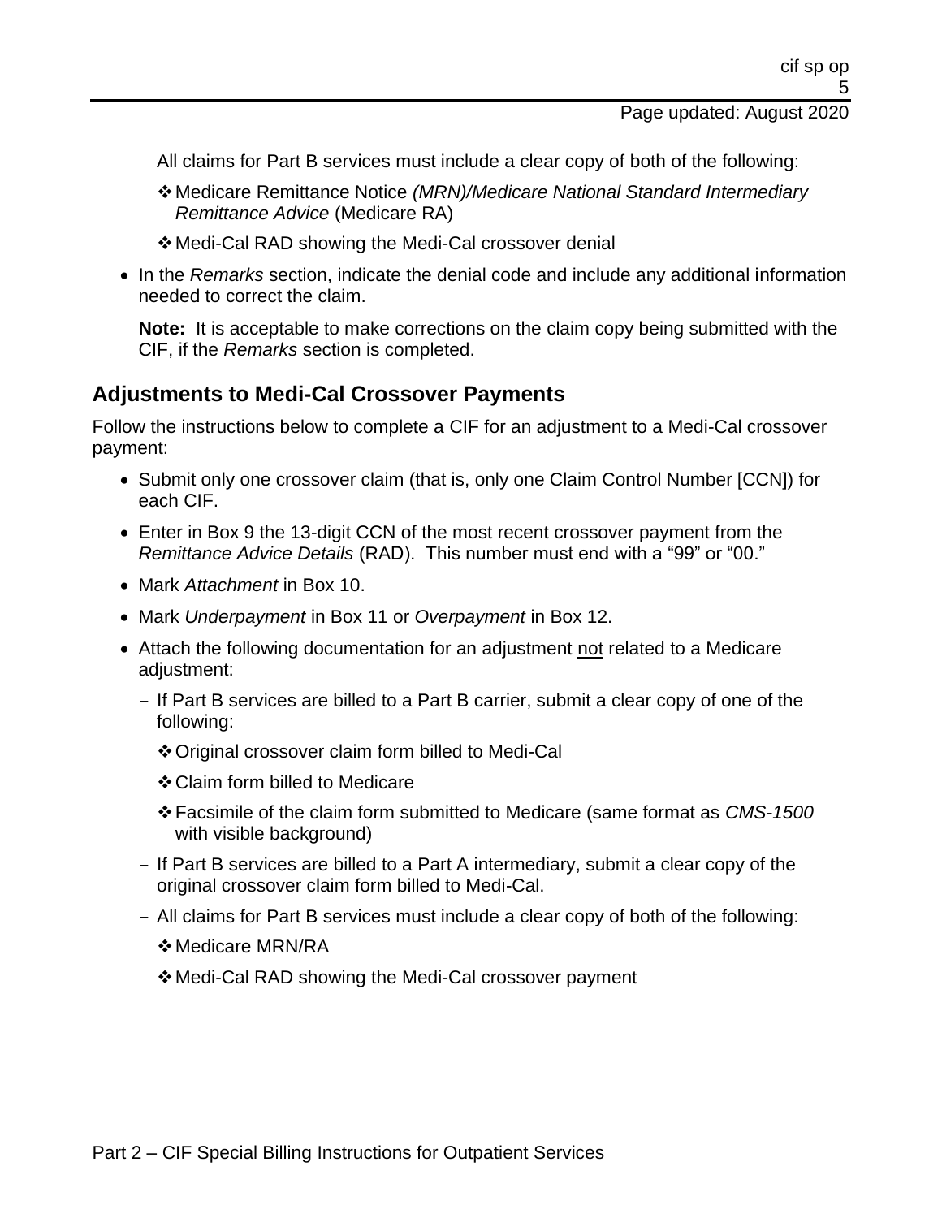- All claims for Part B services must include a clear copy of both of the following:
  - ❖ Medicare Remittance Notice *(MRN)/Medicare National Standard Intermediary Remittance Advice* (Medicare RA)
  - ❖ Medi-Cal RAD showing the Medi-Cal crossover denial

- In the *Remarks* section, indicate the denial code and include any additional information needed to correct the claim.

  **Note:** It is acceptable to make corrections on the claim copy being submitted with the CIF, if the *Remarks* section is completed.

## Adjustments to Medi-Cal Crossover Payments

Follow the instructions below to complete a CIF for an adjustment to a Medi-Cal crossover payment:

- Submit only one crossover claim (that is, only one Claim Control Number [CCN]) for each CIF.
- Enter in Box 9 the 13-digit CCN of the most recent crossover payment from the *Remittance Advice Details* (RAD). This number must end with a "99" or "00."
- Mark *Attachment* in Box 10.
- Mark *Underpayment* in Box 11 or *Overpayment* in Box 12.
- Attach the following documentation for an adjustment <u>not</u> related to a Medicare adjustment:
  - If Part B services are billed to a Part B carrier, submit a clear copy of one of the following:
    - ❖ Original crossover claim form billed to Medi-Cal
    - ❖ Claim form billed to Medicare
    - ❖ Facsimile of the claim form submitted to Medicare (same format as *CMS-1500* with visible background)
  - If Part B services are billed to a Part A intermediary, submit a clear copy of the original crossover claim form billed to Medi-Cal.
  - All claims for Part B services must include a clear copy of both of the following:
    - ❖ Medicare MRN/RA
    - ❖ Medi-Cal RAD showing the Medi-Cal crossover payment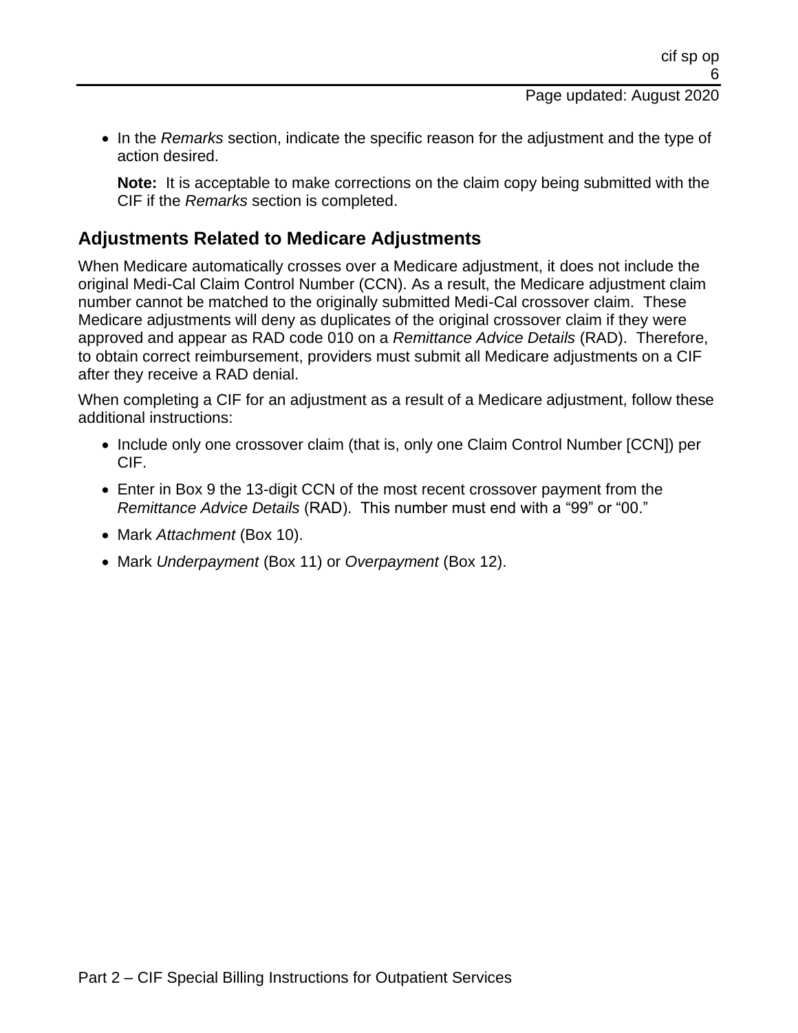- In the *Remarks* section, indicate the specific reason for the adjustment and the type of action desired.

  **Note:** It is acceptable to make corrections on the claim copy being submitted with the CIF if the *Remarks* section is completed.

## Adjustments Related to Medicare Adjustments

When Medicare automatically crosses over a Medicare adjustment, it does not include the original Medi-Cal Claim Control Number (CCN). As a result, the Medicare adjustment claim number cannot be matched to the originally submitted Medi-Cal crossover claim. These Medicare adjustments will deny as duplicates of the original crossover claim if they were approved and appear as RAD code 010 on a *Remittance Advice Details* (RAD). Therefore, to obtain correct reimbursement, providers must submit all Medicare adjustments on a CIF after they receive a RAD denial.

When completing a CIF for an adjustment as a result of a Medicare adjustment, follow these additional instructions:

- Include only one crossover claim (that is, only one Claim Control Number [CCN]) per CIF.
- Enter in Box 9 the 13-digit CCN of the most recent crossover payment from the *Remittance Advice Details* (RAD). This number must end with a "99" or "00."
- Mark *Attachment* (Box 10).
- Mark *Underpayment* (Box 11) or *Overpayment* (Box 12).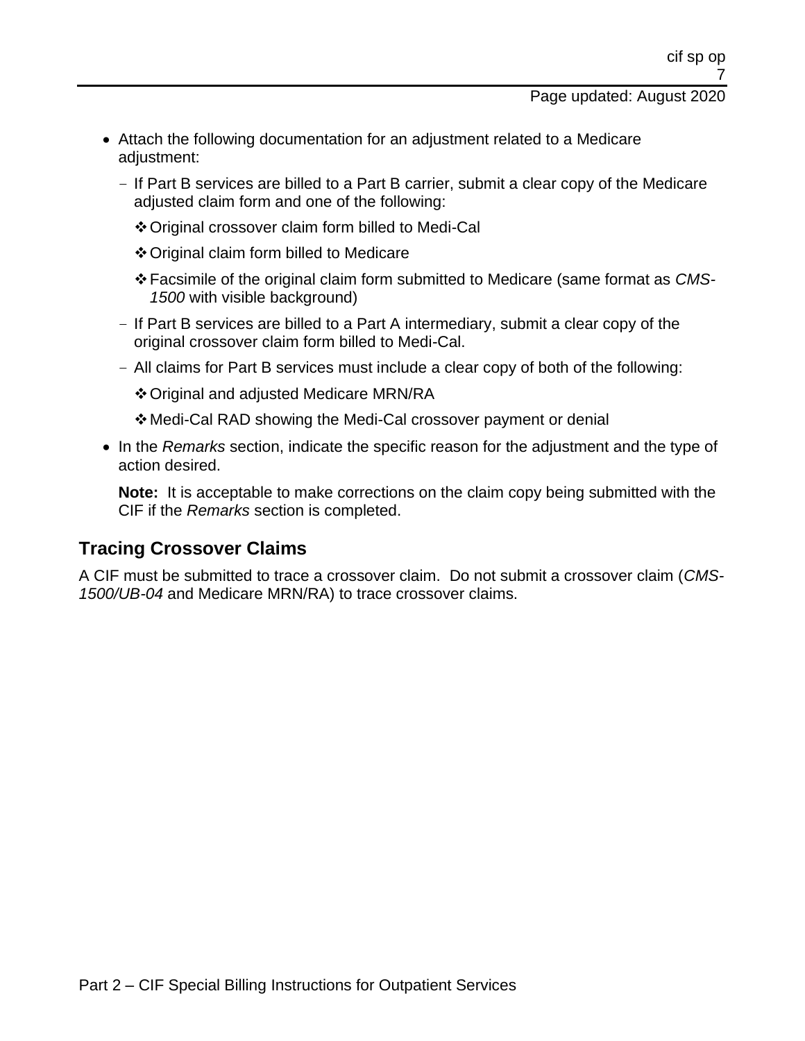- Attach the following documentation for an adjustment related to a Medicare adjustment:
  - If Part B services are billed to a Part B carrier, submit a clear copy of the Medicare adjusted claim form and one of the following:
    - Original crossover claim form billed to Medi-Cal
    - Original claim form billed to Medicare
    - Facsimile of the original claim form submitted to Medicare (same format as *CMS-1500* with visible background)
  - If Part B services are billed to a Part A intermediary, submit a clear copy of the original crossover claim form billed to Medi-Cal.
  - All claims for Part B services must include a clear copy of both of the following:
    - Original and adjusted Medicare MRN/RA
    - Medi-Cal RAD showing the Medi-Cal crossover payment or denial
- In the *Remarks* section, indicate the specific reason for the adjustment and the type of action desired.

  **Note:** It is acceptable to make corrections on the claim copy being submitted with the CIF if the *Remarks* section is completed.

## Tracing Crossover Claims

A CIF must be submitted to trace a crossover claim. Do not submit a crossover claim (*CMS-1500/UB-04* and Medicare MRN/RA) to trace crossover claims.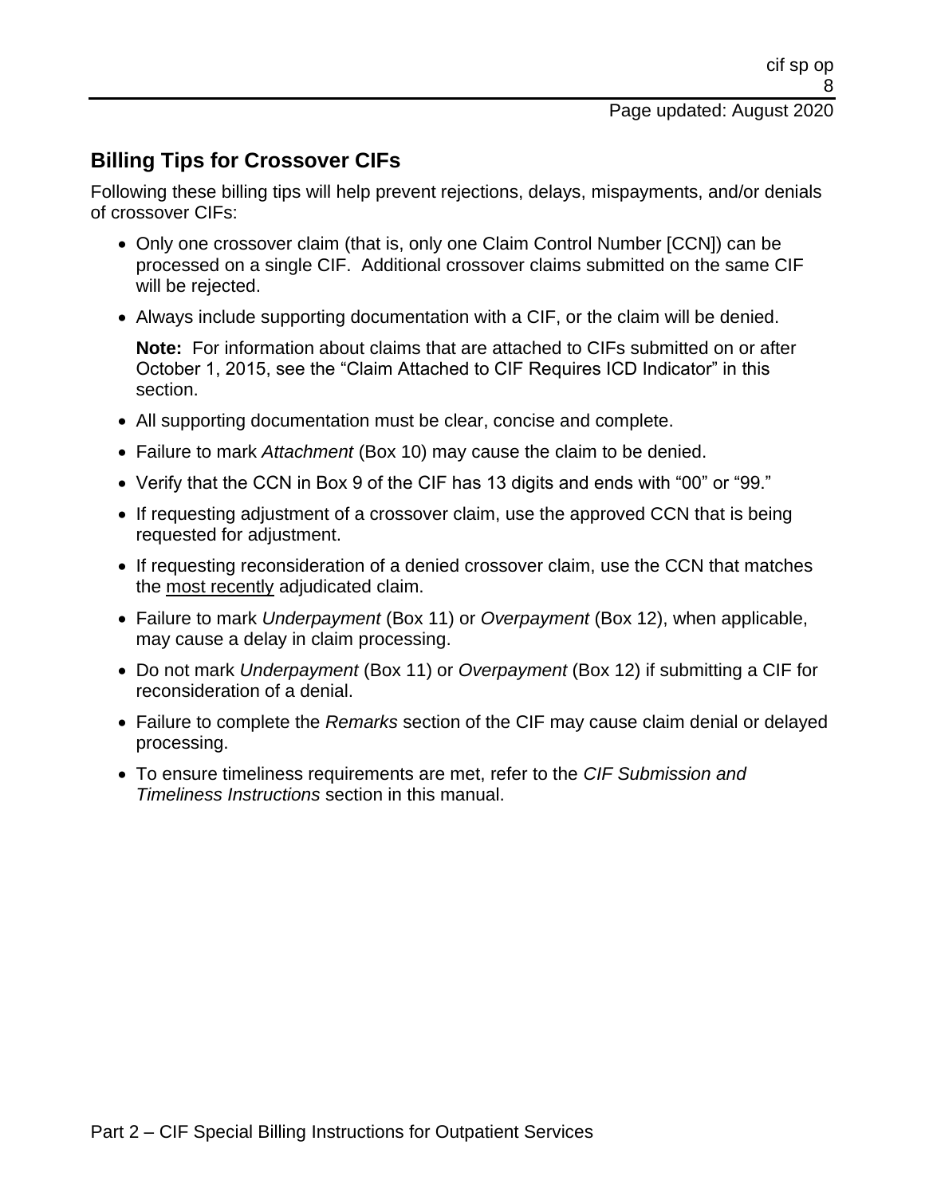## Billing Tips for Crossover CIFs

Following these billing tips will help prevent rejections, delays, mispayments, and/or denials of crossover CIFs:

- Only one crossover claim (that is, only one Claim Control Number [CCN]) can be processed on a single CIF. Additional crossover claims submitted on the same CIF will be rejected.
- Always include supporting documentation with a CIF, or the claim will be denied.

  **Note:** For information about claims that are attached to CIFs submitted on or after October 1, 2015, see the "Claim Attached to CIF Requires ICD Indicator" in this section.

- All supporting documentation must be clear, concise and complete.
- Failure to mark *Attachment* (Box 10) may cause the claim to be denied.
- Verify that the CCN in Box 9 of the CIF has 13 digits and ends with "00" or "99."
- If requesting adjustment of a crossover claim, use the approved CCN that is being requested for adjustment.
- If requesting reconsideration of a denied crossover claim, use the CCN that matches the most recently adjudicated claim.
- Failure to mark *Underpayment* (Box 11) or *Overpayment* (Box 12), when applicable, may cause a delay in claim processing.
- Do not mark *Underpayment* (Box 11) or *Overpayment* (Box 12) if submitting a CIF for reconsideration of a denial.
- Failure to complete the *Remarks* section of the CIF may cause claim denial or delayed processing.
- To ensure timeliness requirements are met, refer to the *CIF Submission and Timeliness Instructions* section in this manual.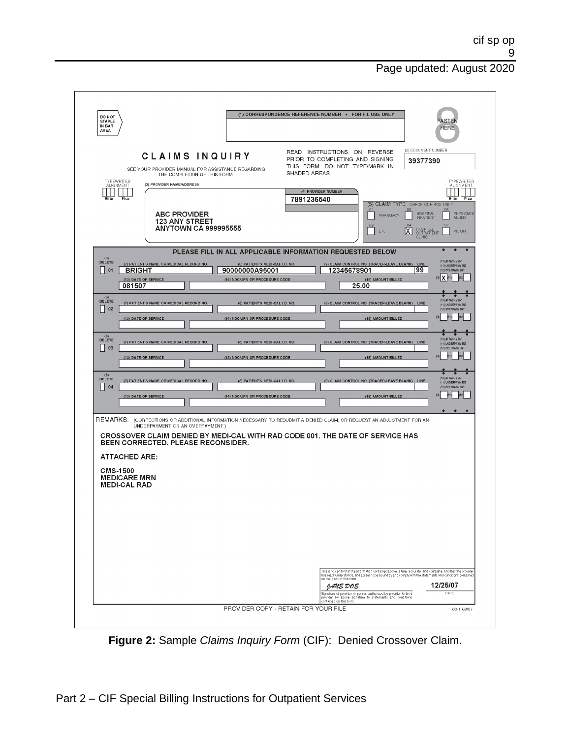DO NOT STAPLE IN BAR AREA

(1) CORRESPONDENCE REFERENCE NUMBER • FOR F.I. USE ONLY

FASTEN HERE

# CLAIMS INQUIRY

SEE YOUR PROVIDER MANUAL FOR ASSISTANCE REGARDING THE COMPLETION OF THIS FORM.

READ INSTRUCTIONS ON REVERSE PRIOR TO COMPLETING AND SIGNING THIS FORM. DO NOT TYPE/MARK IN SHADED AREAS.

(2) DOCUMENT NUMBER: 39377390

TYPEWRITER ALIGNMENT: Elite / Pica

(3) PROVIDER NAME/ADDRESS:
ABC PROVIDER
123 ANY STREET
ANYTOWN CA 999995555

(4) PROVIDER NUMBER: 7891236540

(5) CLAIM TYPE CHECK ONE BOX ONLY

- 01 PHARMACY
- 02 LTC
- 03 HOSPITAL INPATIENT
- 04 [X] HOSPITAL OUTPATIENT CLINIC
- 05 PHYSICIAN/ALLIED
- 07 VISION

PLEASE FILL IN ALL APPLICABLE INFORMATION REQUESTED BELOW

| (6) DELETE | (7) PATIENT'S NAME OR MEDICAL RECORD NO. | (8) PATIENT'S MEDI-CAL I.D. NO. | (9) CLAIM CONTROL NO. (TRACER-LEAVE BLANK) | LINE | (10) ATTACHMENT | (11) UNDERPAYMENT | (12) OVERPAYMENT |
|---|---|---|---|---|---|---|---|
| 01 | BRIGHT | 90000000A95001 | 12345678901 | 99 | X | | |
| 02 | | | | | | | |
| 03 | | | | | | | |
| 04 | | | | | | | |

| Line | (13) DATE OF SERVICE | (14) NDC/UPN OR PROCEDURE CODE | (15) AMOUNT BILLED |
|---|---|---|---|
| 01 | 081507 | | 25.00 |
| 02 | | | |
| 03 | | | |
| 04 | | | |

REMARKS: (CORRECTIONS OR ADDITIONAL INFORMATION NECESSARY TO RESUBMIT A DENIED CLAIM, OR REQUEST AN ADJUSTMENT FOR AN UNDERPAYMENT OR AN OVERPAYMENT.)

CROSSOVER CLAIM DENIED BY MEDI-CAL WITH RAD CODE 001. THE DATE OF SERVICE HAS BEEN CORRECTED. PLEASE RECONSIDER.

ATTACHED ARE:

CMS-1500
MEDICARE MRN
MEDI-CAL RAD

This is to certify that the information contained above is true, accurate, and complete, and that the provider has read, understands, and agrees to be bound by and comply with the statements and conditions contained on the back of this form.

*JANE DOE* — Signature of provider or person authorized by provider to bind provider by above signature to statements and conditions contained on this form.

DATE: 12/25/07

PROVIDER COPY - RETAIN FOR YOUR FILE

60-1 03/07

**Figure 2:** Sample *Claims Inquiry Form* (CIF): Denied Crossover Claim.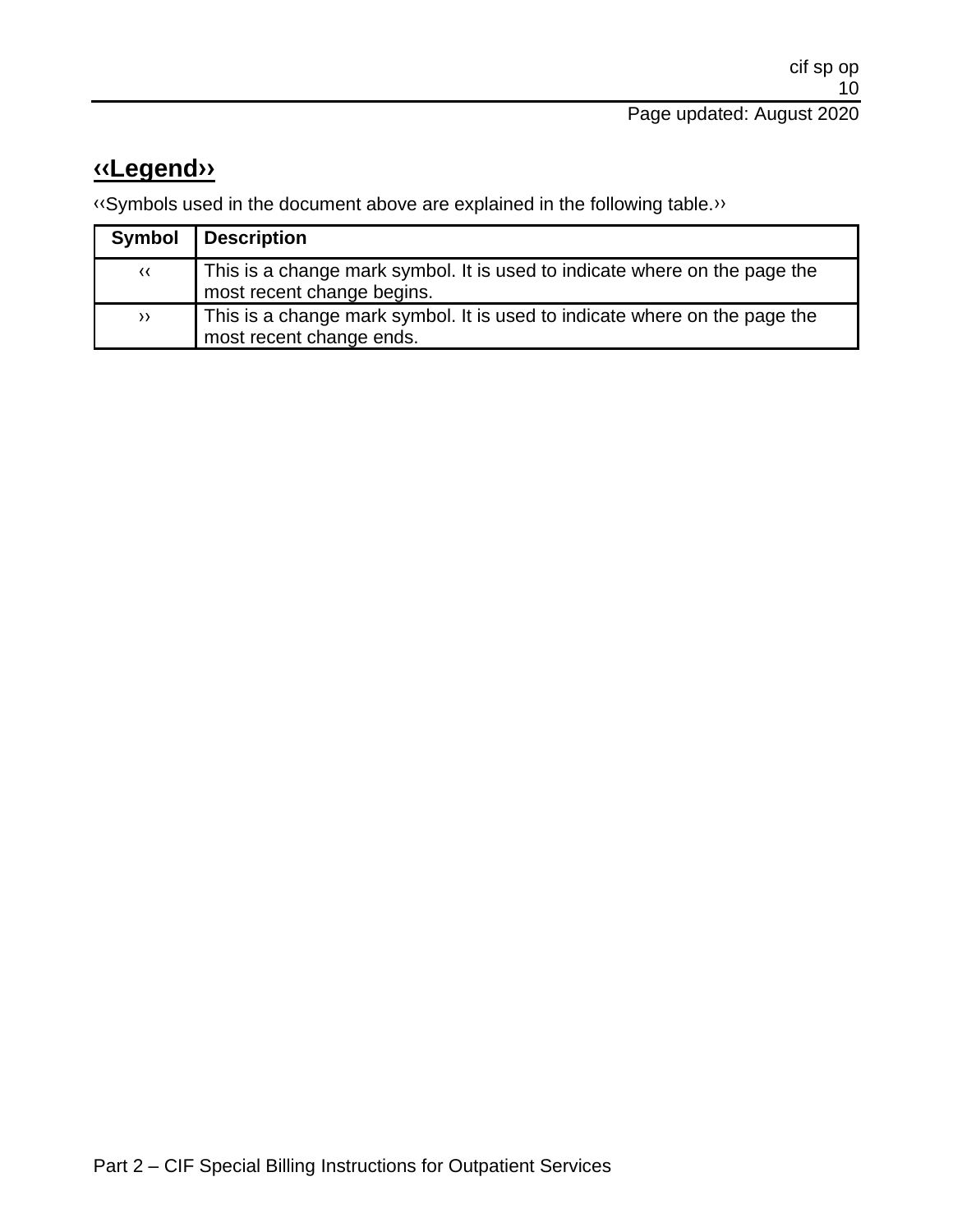## ‹‹Legend››

‹‹Symbols used in the document above are explained in the following table.››

| Symbol | Description |
|---|---|
| ‹‹ | This is a change mark symbol. It is used to indicate where on the page the most recent change begins. |
| ›› | This is a change mark symbol. It is used to indicate where on the page the most recent change ends. |